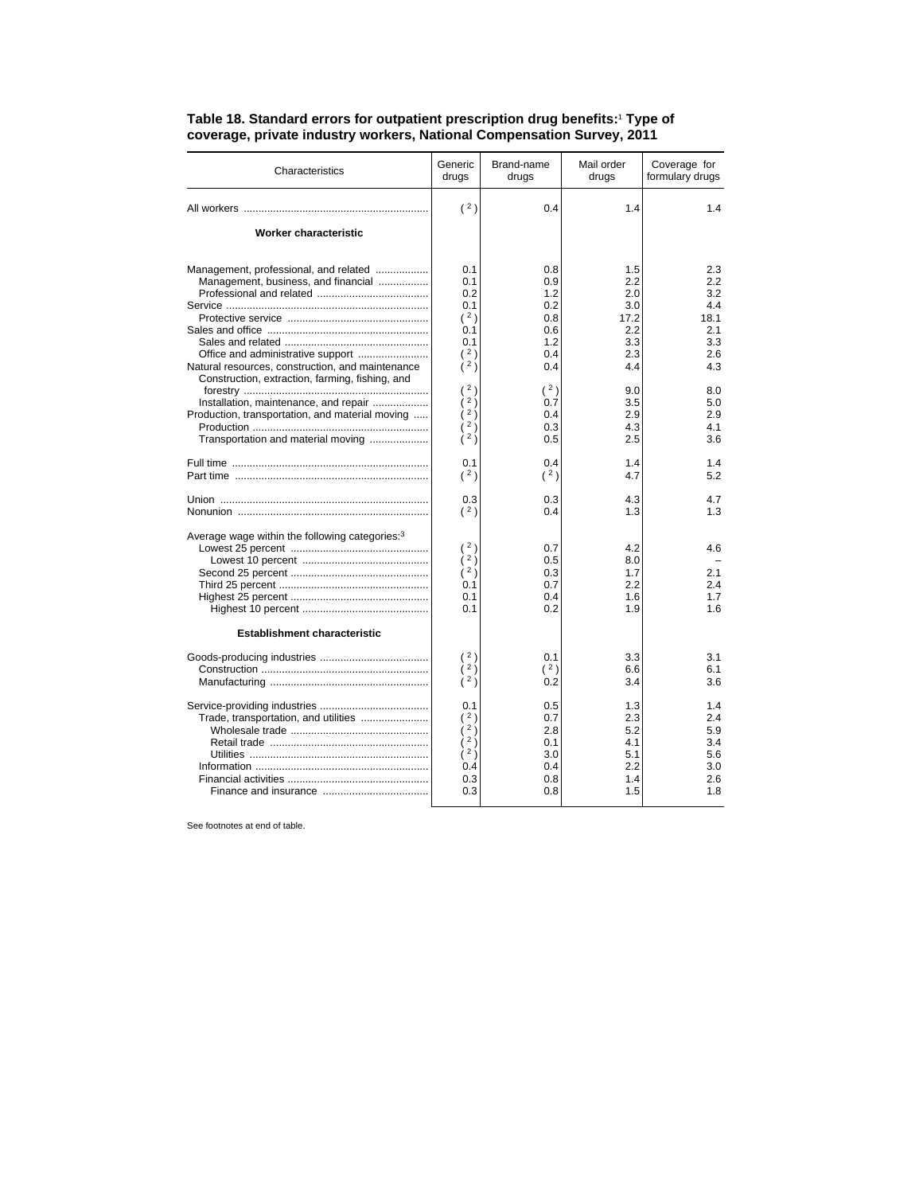**Table 18. Standard errors for outpatient prescription drug benefits:[1] Type of coverage, private industry workers, National Compensation Survey, 2011**

| Characteristics | Generic drugs | Brand-name drugs | Mail order drugs | Coverage for formulary drugs |
|---|---|---|---|---|
| All workers | ( [2] ) | 0.4 | 1.4 | 1.4 |
| **Worker characteristic** | | | | |
| Management, professional, and related | 0.1 | 0.8 | 1.5 | 2.3 |
| Management, business, and financial | 0.1 | 0.9 | 2.2 | 2.2 |
| Professional and related | 0.2 | 1.2 | 2.0 | 3.2 |
| Service | 0.1 | 0.2 | 3.0 | 4.4 |
| Protective service | ( [2] ) | 0.8 | 17.2 | 18.1 |
| Sales and office | 0.1 | 0.6 | 2.2 | 2.1 |
| Sales and related | 0.1 | 1.2 | 3.3 | 3.3 |
| Office and administrative support | ( [2] ) | 0.4 | 2.3 | 2.6 |
| Natural resources, construction, and maintenance | ( [2] ) | 0.4 | 4.4 | 4.3 |
| Construction, extraction, farming, fishing, and forestry | ( [2] ) | ( [2] ) | 9.0 | 8.0 |
| Installation, maintenance, and repair | ( [2] ) | 0.7 | 3.5 | 5.0 |
| Production, transportation, and material moving | ( [2] ) | 0.4 | 2.9 | 2.9 |
| Production | ( [2] ) | 0.3 | 4.3 | 4.1 |
| Transportation and material moving | ( [2] ) | 0.5 | 2.5 | 3.6 |
| Full time | 0.1 | 0.4 | 1.4 | 1.4 |
| Part time | ( [2] ) | ( [2] ) | 4.7 | 5.2 |
| Union | 0.3 | 0.3 | 4.3 | 4.7 |
| Nonunion | ( [2] ) | 0.4 | 1.3 | 1.3 |
| Average wage within the following categories:[3] | | | | |
| Lowest 25 percent | ( [2] ) | 0.7 | 4.2 | 4.6 |
| Lowest 10 percent | ( [2] ) | 0.5 | 8.0 | – |
| Second 25 percent | ( [2] ) | 0.3 | 1.7 | 2.1 |
| Third 25 percent | 0.1 | 0.7 | 2.2 | 2.4 |
| Highest 25 percent | 0.1 | 0.4 | 1.6 | 1.7 |
| Highest 10 percent | 0.1 | 0.2 | 1.9 | 1.6 |
| **Establishment characteristic** | | | | |
| Goods-producing industries | ( [2] ) | 0.1 | 3.3 | 3.1 |
| Construction | ( [2] ) | ( [2] ) | 6.6 | 6.1 |
| Manufacturing | ( [2] ) | 0.2 | 3.4 | 3.6 |
| Service-providing industries | 0.1 | 0.5 | 1.3 | 1.4 |
| Trade, transportation, and utilities | ( [2] ) | 0.7 | 2.3 | 2.4 |
| Wholesale trade | ( [2] ) | 2.8 | 5.2 | 5.9 |
| Retail trade | ( [2] ) | 0.1 | 4.1 | 3.4 |
| Utilities | ( [2] ) | 3.0 | 5.1 | 5.6 |
| Information | 0.4 | 0.4 | 2.2 | 3.0 |
| Financial activities | 0.3 | 0.8 | 1.4 | 2.6 |
| Finance and insurance | 0.3 | 0.8 | 1.5 | 1.8 |

See footnotes at end of table.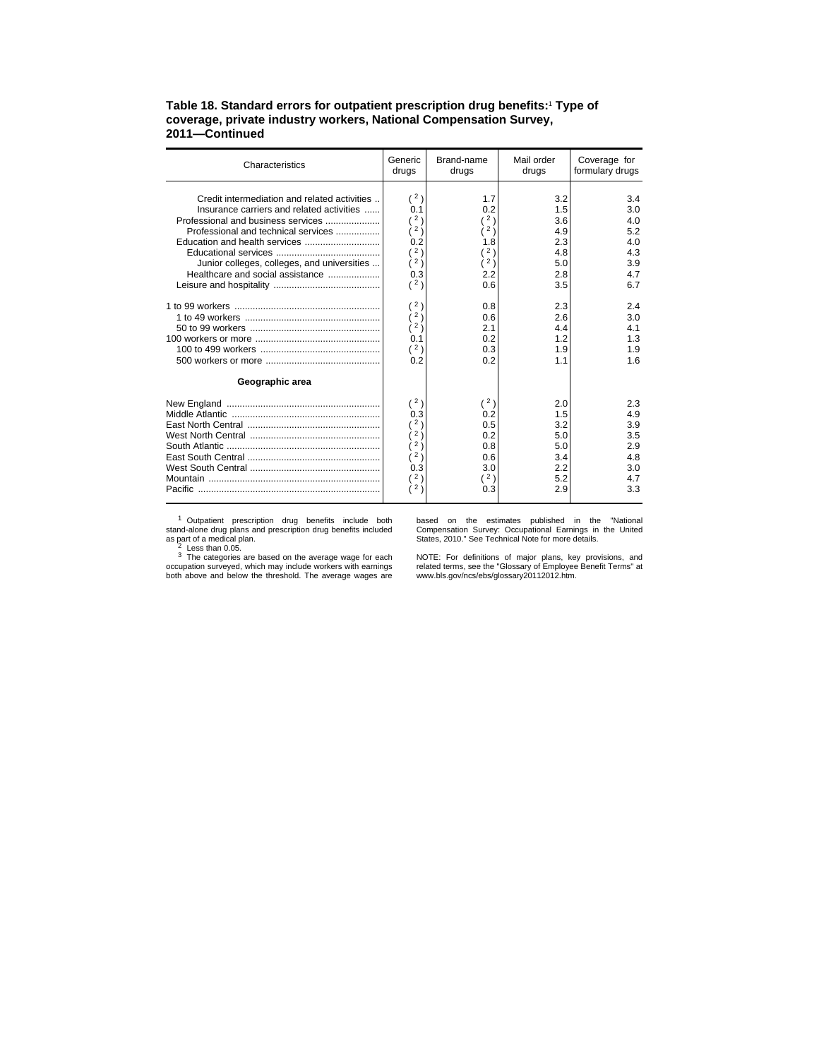**Table 18. Standard errors for outpatient prescription drug benefits:[1] Type of coverage, private industry workers, National Compensation Survey, 2011—Continued**

| Characteristics | Generic drugs | Brand-name drugs | Mail order drugs | Coverage for formulary drugs |
|---|---|---|---|---|
| Credit intermediation and related activities | ( 2 ) | 1.7 | 3.2 | 3.4 |
| Insurance carriers and related activities | 0.1 | 0.2 | 1.5 | 3.0 |
| Professional and business services | ( 2 ) | ( 2 ) | 3.6 | 4.0 |
| Professional and technical services | ( 2 ) | ( 2 ) | 4.9 | 5.2 |
| Education and health services | 0.2 | 1.8 | 2.3 | 4.0 |
| Educational services | ( 2 ) | ( 2 ) | 4.8 | 4.3 |
| Junior colleges, colleges, and universities | ( 2 ) | ( 2 ) | 5.0 | 3.9 |
| Healthcare and social assistance | 0.3 | 2.2 | 2.8 | 4.7 |
| Leisure and hospitality | ( 2 ) | 0.6 | 3.5 | 6.7 |
| 1 to 99 workers | ( 2 ) | 0.8 | 2.3 | 2.4 |
| 1 to 49 workers | ( 2 ) | 0.6 | 2.6 | 3.0 |
| 50 to 99 workers | ( 2 ) | 2.1 | 4.4 | 4.1 |
| 100 workers or more | 0.1 | 0.2 | 1.2 | 1.3 |
| 100 to 499 workers | ( 2 ) | 0.3 | 1.9 | 1.9 |
| 500 workers or more | 0.2 | 0.2 | 1.1 | 1.6 |
| **Geographic area** | | | | |
| New England | ( 2 ) | ( 2 ) | 2.0 | 2.3 |
| Middle Atlantic | 0.3 | 0.2 | 1.5 | 4.9 |
| East North Central | ( 2 ) | 0.5 | 3.2 | 3.9 |
| West North Central | ( 2 ) | 0.2 | 5.0 | 3.5 |
| South Atlantic | ( 2 ) | 0.8 | 5.0 | 2.9 |
| East South Central | ( 2 ) | 0.6 | 3.4 | 4.8 |
| West South Central | 0.3 | 3.0 | 2.2 | 3.0 |
| Mountain | ( 2 ) | ( 2 ) | 5.2 | 4.7 |
| Pacific | ( 2 ) | 0.3 | 2.9 | 3.3 |

[1] Outpatient prescription drug benefits include both stand-alone drug plans and prescription drug benefits included as part of a medical plan.

[2] Less than 0.05.

[3] The categories are based on the average wage for each occupation surveyed, which may include workers with earnings both above and below the threshold. The average wages are based on the estimates published in the "National Compensation Survey: Occupational Earnings in the United States, 2010." See Technical Note for more details.

NOTE: For definitions of major plans, key provisions, and related terms, see the "Glossary of Employee Benefit Terms" at www.bls.gov/ncs/ebs/glossary20112012.htm.